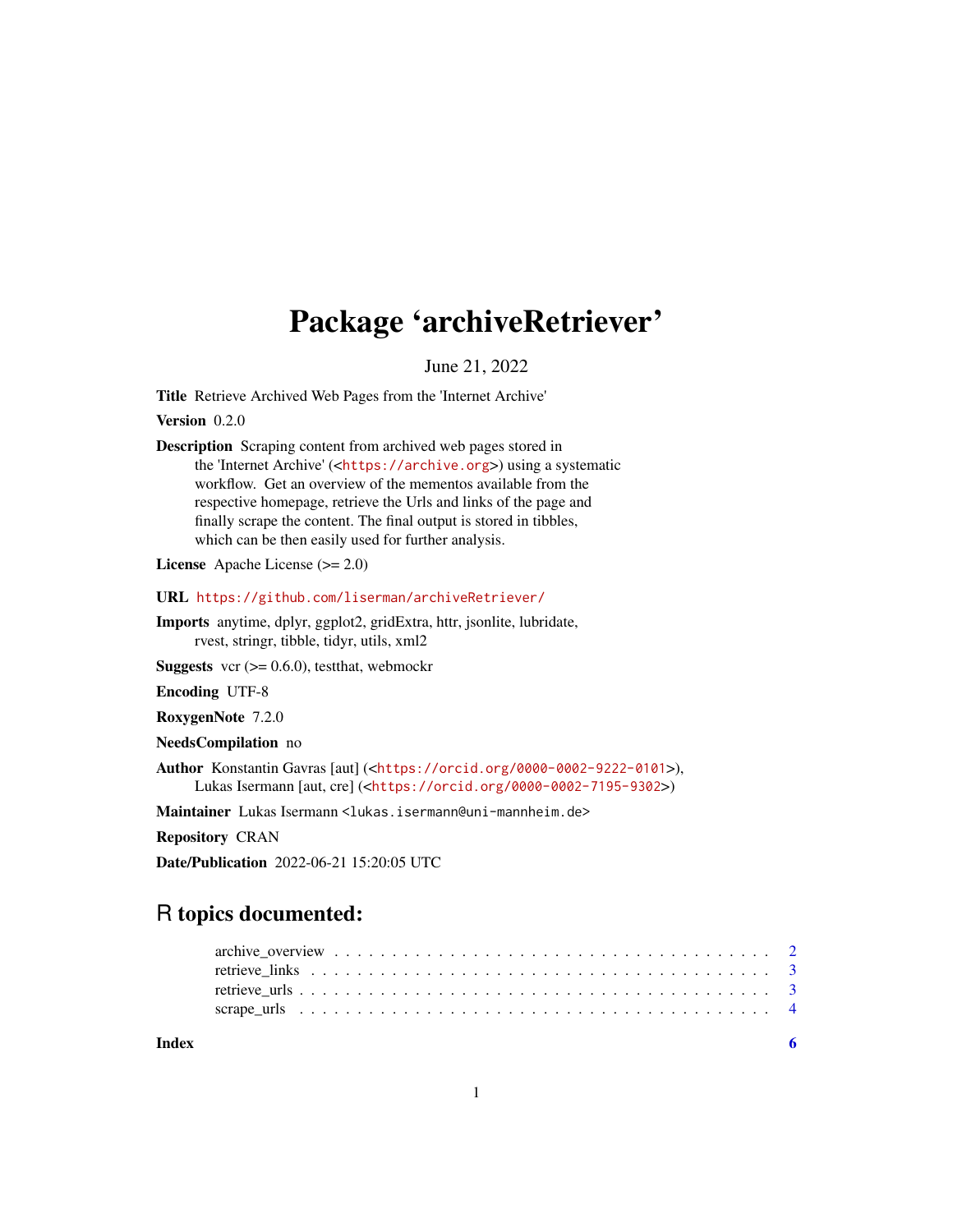# Package 'archiveRetriever'

June 21, 2022

**Title** Retrieve Archived Web Pages from the 'Internet Archive'

**Version** 0.2.0

**Description** Scraping content from archived web pages stored in the 'Internet Archive' (<https://archive.org>) using a systematic workflow. Get an overview of the mementos available from the respective homepage, retrieve the Urls and links of the page and finally scrape the content. The final output is stored in tibbles, which can be then easily used for further analysis.

**License** Apache License (>= 2.0)

**URL** https://github.com/liserman/archiveRetriever/

**Imports** anytime, dplyr, ggplot2, gridExtra, httr, jsonlite, lubridate, rvest, stringr, tibble, tidyr, utils, xml2

**Suggests** vcr (>= 0.6.0), testthat, webmockr

**Encoding** UTF-8

**RoxygenNote** 7.2.0

**NeedsCompilation** no

**Author** Konstantin Gavras [aut] (<https://orcid.org/0000-0002-9222-0101>), Lukas Isermann [aut, cre] (<https://orcid.org/0000-0002-7195-9302>)

**Maintainer** Lukas Isermann <lukas.isermann@uni-mannheim.de>

**Repository** CRAN

**Date/Publication** 2022-06-21 15:20:05 UTC

## R topics documented:

- archive_overview . . . . . . . . . . . . . . . . . . . . . . . . . . . . . . . . . . . . 2
- retrieve_links . . . . . . . . . . . . . . . . . . . . . . . . . . . . . . . . . . . . . . 3
- retrieve_urls . . . . . . . . . . . . . . . . . . . . . . . . . . . . . . . . . . . . . . . 3
- scrape_urls . . . . . . . . . . . . . . . . . . . . . . . . . . . . . . . . . . . . . . . . 4

**Index** 6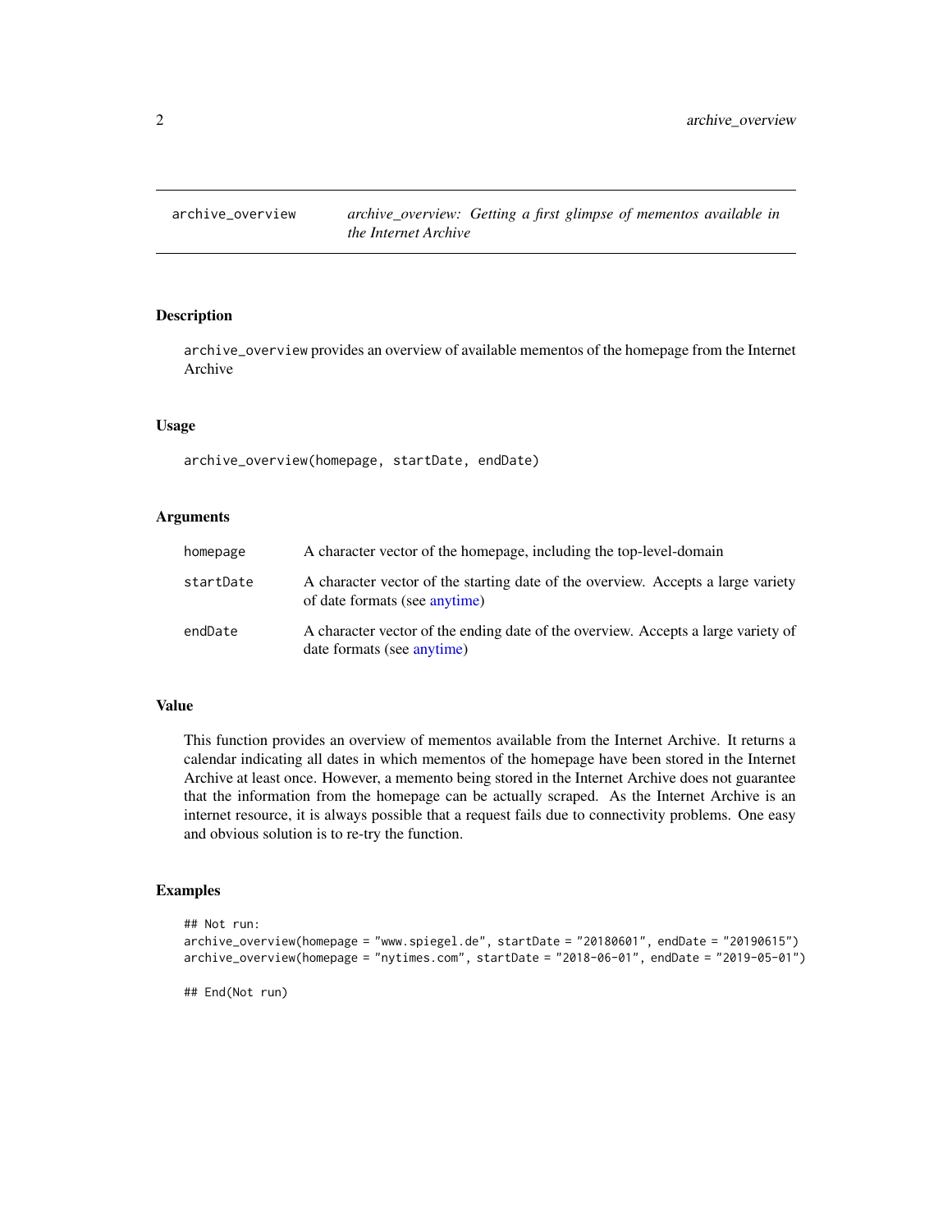# archive_overview

*archive_overview: Getting a first glimpse of mementos available in the Internet Archive*

## Description

`archive_overview` provides an overview of available mementos of the homepage from the Internet Archive

## Usage

```
archive_overview(homepage, startDate, endDate)
```

## Arguments

| | |
|---|---|
| `homepage` | A character vector of the homepage, including the top-level-domain |
| `startDate` | A character vector of the starting date of the overview. Accepts a large variety of date formats (see anytime) |
| `endDate` | A character vector of the ending date of the overview. Accepts a large variety of date formats (see anytime) |

## Value

This function provides an overview of mementos available from the Internet Archive. It returns a calendar indicating all dates in which mementos of the homepage have been stored in the Internet Archive at least once. However, a memento being stored in the Internet Archive does not guarantee that the information from the homepage can be actually scraped. As the Internet Archive is an internet resource, it is always possible that a request fails due to connectivity problems. One easy and obvious solution is to re-try the function.

## Examples

```
## Not run:
archive_overview(homepage = "www.spiegel.de", startDate = "20180601", endDate = "20190615")
archive_overview(homepage = "nytimes.com", startDate = "2018-06-01", endDate = "2019-05-01")

## End(Not run)
```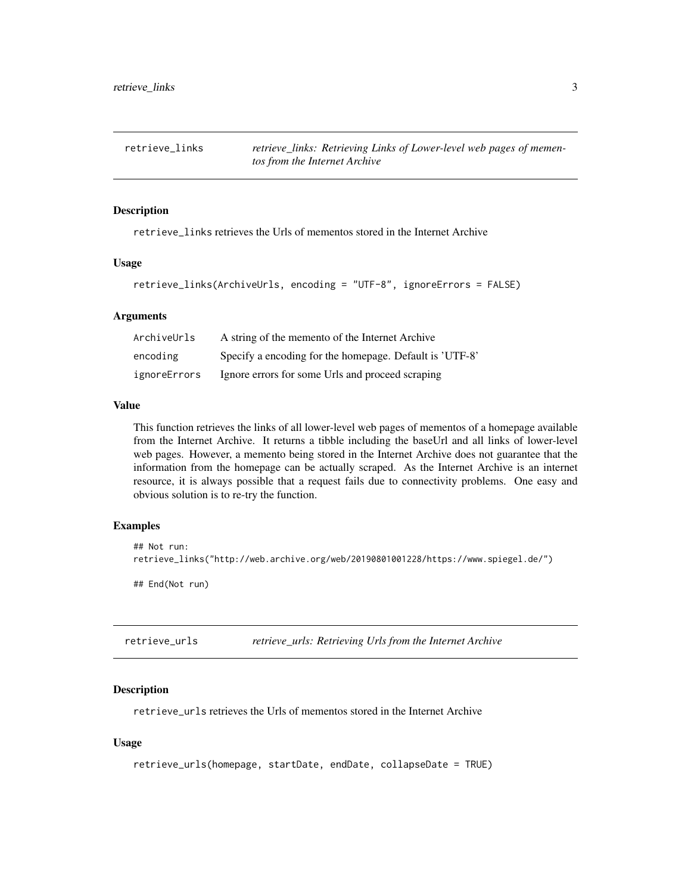# retrieve_links — *retrieve_links: Retrieving Links of Lower-level web pages of mementos from the Internet Archive*

## Description

retrieve_links retrieves the Urls of mementos stored in the Internet Archive

## Usage

```
retrieve_links(ArchiveUrls, encoding = "UTF-8", ignoreErrors = FALSE)
```

## Arguments

| | |
|---|---|
| ArchiveUrls | A string of the memento of the Internet Archive |
| encoding | Specify a encoding for the homepage. Default is 'UTF-8' |
| ignoreErrors | Ignore errors for some Urls and proceed scraping |

## Value

This function retrieves the links of all lower-level web pages of mementos of a homepage available from the Internet Archive. It returns a tibble including the baseUrl and all links of lower-level web pages. However, a memento being stored in the Internet Archive does not guarantee that the information from the homepage can be actually scraped. As the Internet Archive is an internet resource, it is always possible that a request fails due to connectivity problems. One easy and obvious solution is to re-try the function.

## Examples

```
## Not run:
retrieve_links("http://web.archive.org/web/20190801001228/https://www.spiegel.de/")

## End(Not run)
```

# retrieve_urls — *retrieve_urls: Retrieving Urls from the Internet Archive*

## Description

retrieve_urls retrieves the Urls of mementos stored in the Internet Archive

## Usage

```
retrieve_urls(homepage, startDate, endDate, collapseDate = TRUE)
```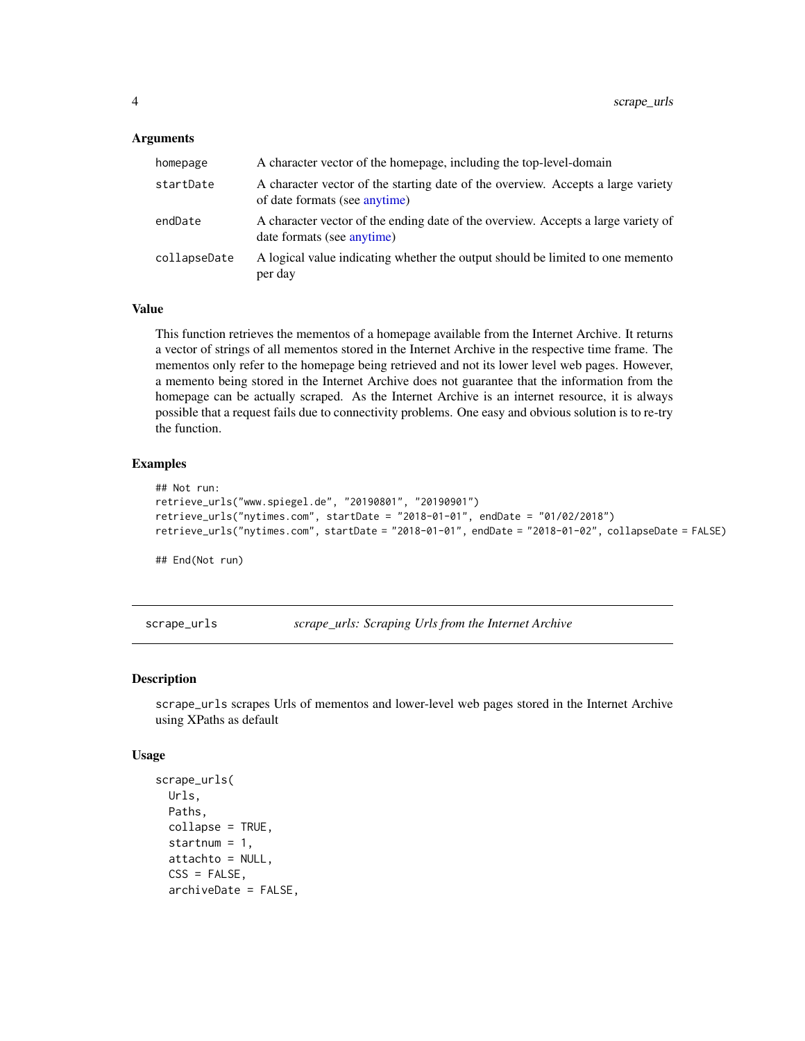### Arguments

| | |
|---|---|
| homepage | A character vector of the homepage, including the top-level-domain |
| startDate | A character vector of the starting date of the overview. Accepts a large variety of date formats (see anytime) |
| endDate | A character vector of the ending date of the overview. Accepts a large variety of date formats (see anytime) |
| collapseDate | A logical value indicating whether the output should be limited to one memento per day |

### Value

This function retrieves the mementos of a homepage available from the Internet Archive. It returns a vector of strings of all mementos stored in the Internet Archive in the respective time frame. The mementos only refer to the homepage being retrieved and not its lower level web pages. However, a memento being stored in the Internet Archive does not guarantee that the information from the homepage can be actually scraped. As the Internet Archive is an internet resource, it is always possible that a request fails due to connectivity problems. One easy and obvious solution is to re-try the function.

### Examples

```
## Not run:
retrieve_urls("www.spiegel.de", "20190801", "20190901")
retrieve_urls("nytimes.com", startDate = "2018-01-01", endDate = "01/02/2018")
retrieve_urls("nytimes.com", startDate = "2018-01-01", endDate = "2018-01-02", collapseDate = FALSE)

## End(Not run)
```

---

## scrape_urls — *scrape_urls: Scraping Urls from the Internet Archive*

### Description

scrape_urls scrapes Urls of mementos and lower-level web pages stored in the Internet Archive using XPaths as default

### Usage

```
scrape_urls(
  Urls,
  Paths,
  collapse = TRUE,
  startnum = 1,
  attachto = NULL,
  CSS = FALSE,
  archiveDate = FALSE,
```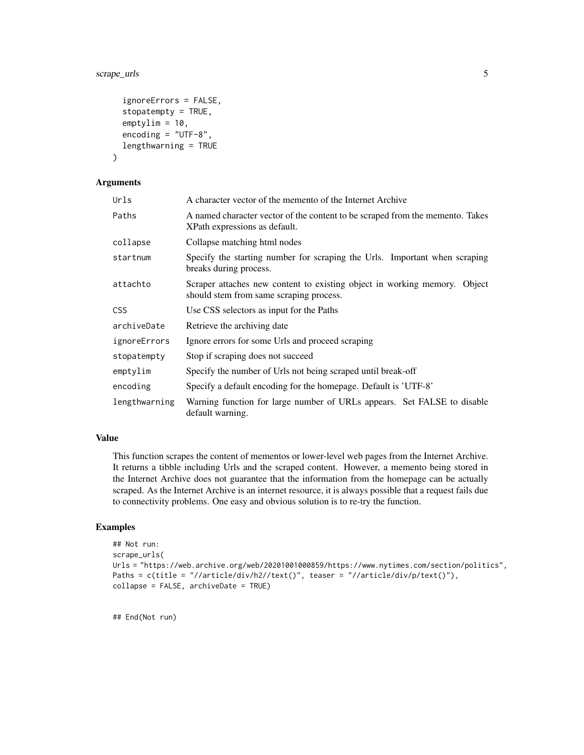```
  ignoreErrors = FALSE,
  stopatempty = TRUE,
  emptylim = 10,
  encoding = "UTF-8",
  lengthwarning = TRUE
)
```

## Arguments

| | |
|---|---|
| `Urls` | A character vector of the memento of the Internet Archive |
| `Paths` | A named character vector of the content to be scraped from the memento. Takes XPath expressions as default. |
| `collapse` | Collapse matching html nodes |
| `startnum` | Specify the starting number for scraping the Urls. Important when scraping breaks during process. |
| `attachto` | Scraper attaches new content to existing object in working memory. Object should stem from same scraping process. |
| `CSS` | Use CSS selectors as input for the Paths |
| `archiveDate` | Retrieve the archiving date |
| `ignoreErrors` | Ignore errors for some Urls and proceed scraping |
| `stopatempty` | Stop if scraping does not succeed |
| `emptylim` | Specify the number of Urls not being scraped until break-off |
| `encoding` | Specify a default encoding for the homepage. Default is 'UTF-8' |
| `lengthwarning` | Warning function for large number of URLs appears. Set FALSE to disable default warning. |

## Value

This function scrapes the content of mementos or lower-level web pages from the Internet Archive. It returns a tibble including Urls and the scraped content. However, a memento being stored in the Internet Archive does not guarantee that the information from the homepage can be actually scraped. As the Internet Archive is an internet resource, it is always possible that a request fails due to connectivity problems. One easy and obvious solution is to re-try the function.

## Examples

```
## Not run:
scrape_urls(
Urls = "https://web.archive.org/web/20201001000859/https://www.nytimes.com/section/politics",
Paths = c(title = "//article/div/h2//text()", teaser = "//article/div/p/text()"),
collapse = FALSE, archiveDate = TRUE)


## End(Not run)
```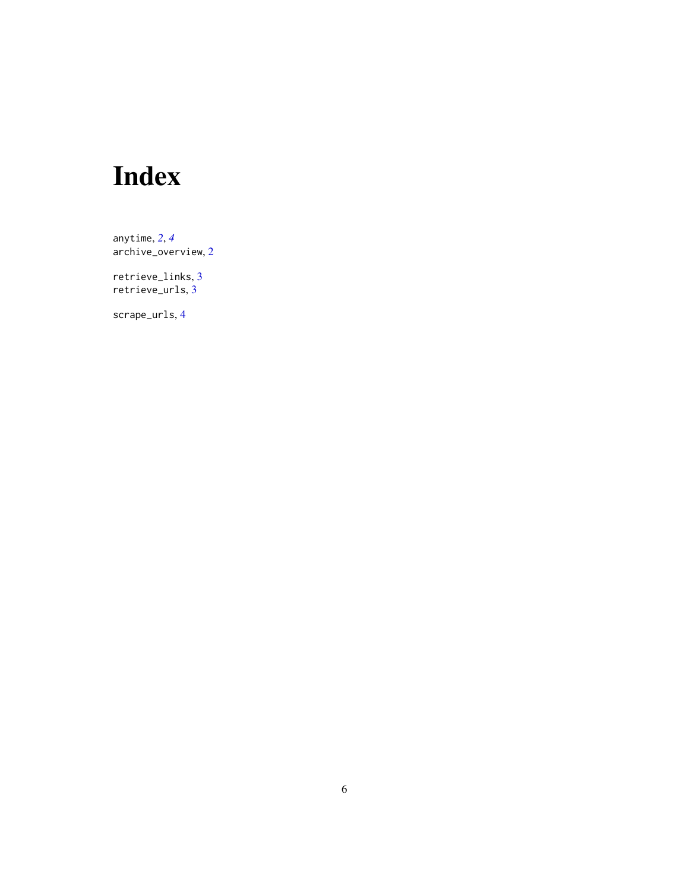# Index

anytime, *2*, *4*
archive_overview, 2

retrieve_links, 3
retrieve_urls, 3

scrape_urls, 4